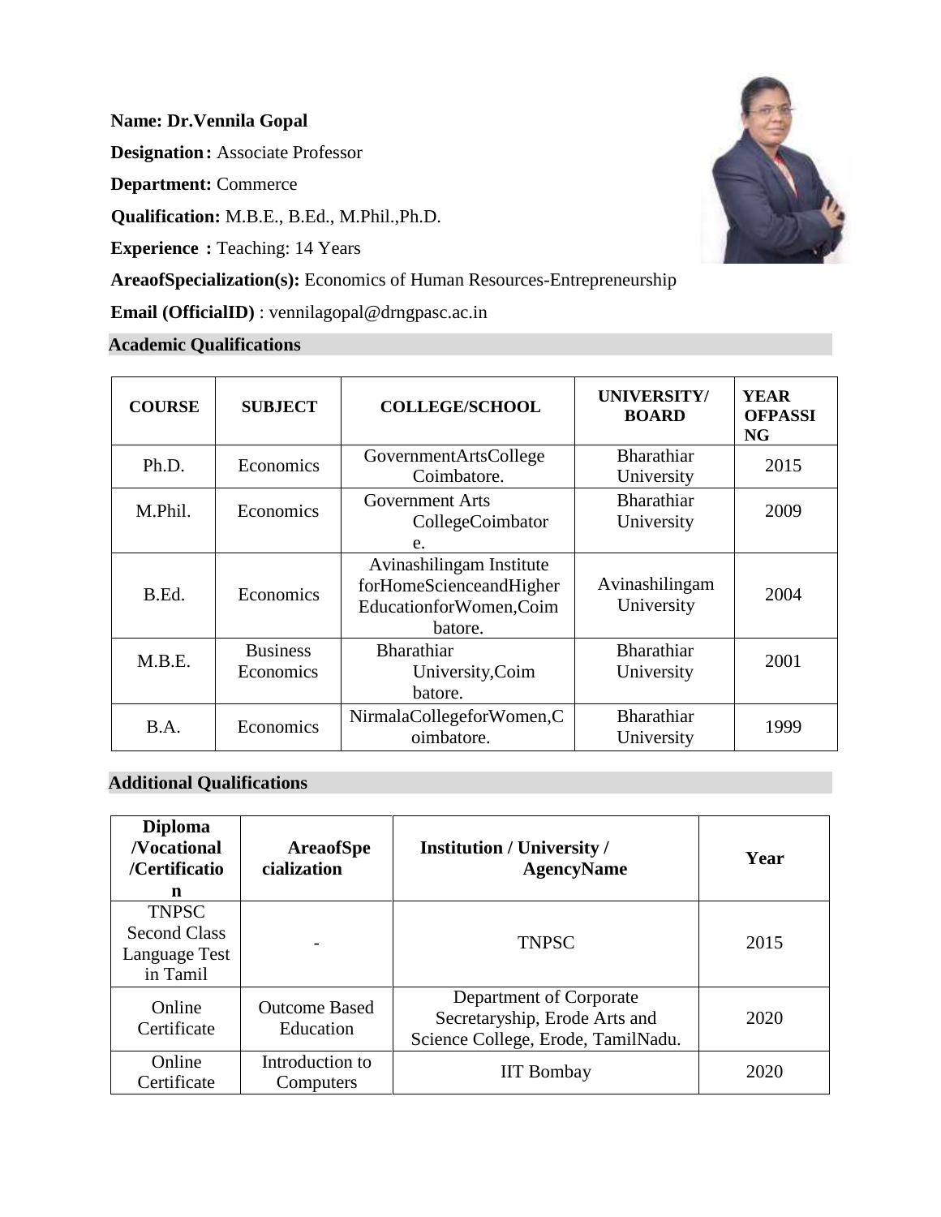**Name: Dr.Vennila Gopal**

**Designation:** Associate Professor

**Department:** Commerce

**Qualification:** M.B.E., B.Ed., M.Phil.,Ph.D.

**Experience :** Teaching: 14 Years

**AreaofSpecialization(s):** Economics of Human Resources-Entrepreneurship

**Email (OfficialID)** : vennilagopal@drngpasc.ac.in

## Academic Qualifications

| COURSE | SUBJECT | COLLEGE/SCHOOL | UNIVERSITY/ BOARD | YEAR OFPASSING |
|---|---|---|---|---|
| Ph.D. | Economics | GovernmentArtsCollege Coimbatore. | Bharathiar University | 2015 |
| M.Phil. | Economics | Government Arts CollegeCoimbatore. | Bharathiar University | 2009 |
| B.Ed. | Economics | Avinashilingam Institute forHomeScienceandHigher EducationforWomen,Coimbatore. | Avinashilingam University | 2004 |
| M.B.E. | Business Economics | Bharathiar University,Coimbatore. | Bharathiar University | 2001 |
| B.A. | Economics | NirmalaCollegeforWomen,Coimbatore. | Bharathiar University | 1999 |

## Additional Qualifications

| Diploma /Vocational /Certification | AreaofSpecialization | Institution / University / AgencyName | Year |
|---|---|---|---|
| TNPSC Second Class Language Test in Tamil | - | TNPSC | 2015 |
| Online Certificate | Outcome Based Education | Department of Corporate Secretaryship, Erode Arts and Science College, Erode, TamilNadu. | 2020 |
| Online Certificate | Introduction to Computers | IIT Bombay | 2020 |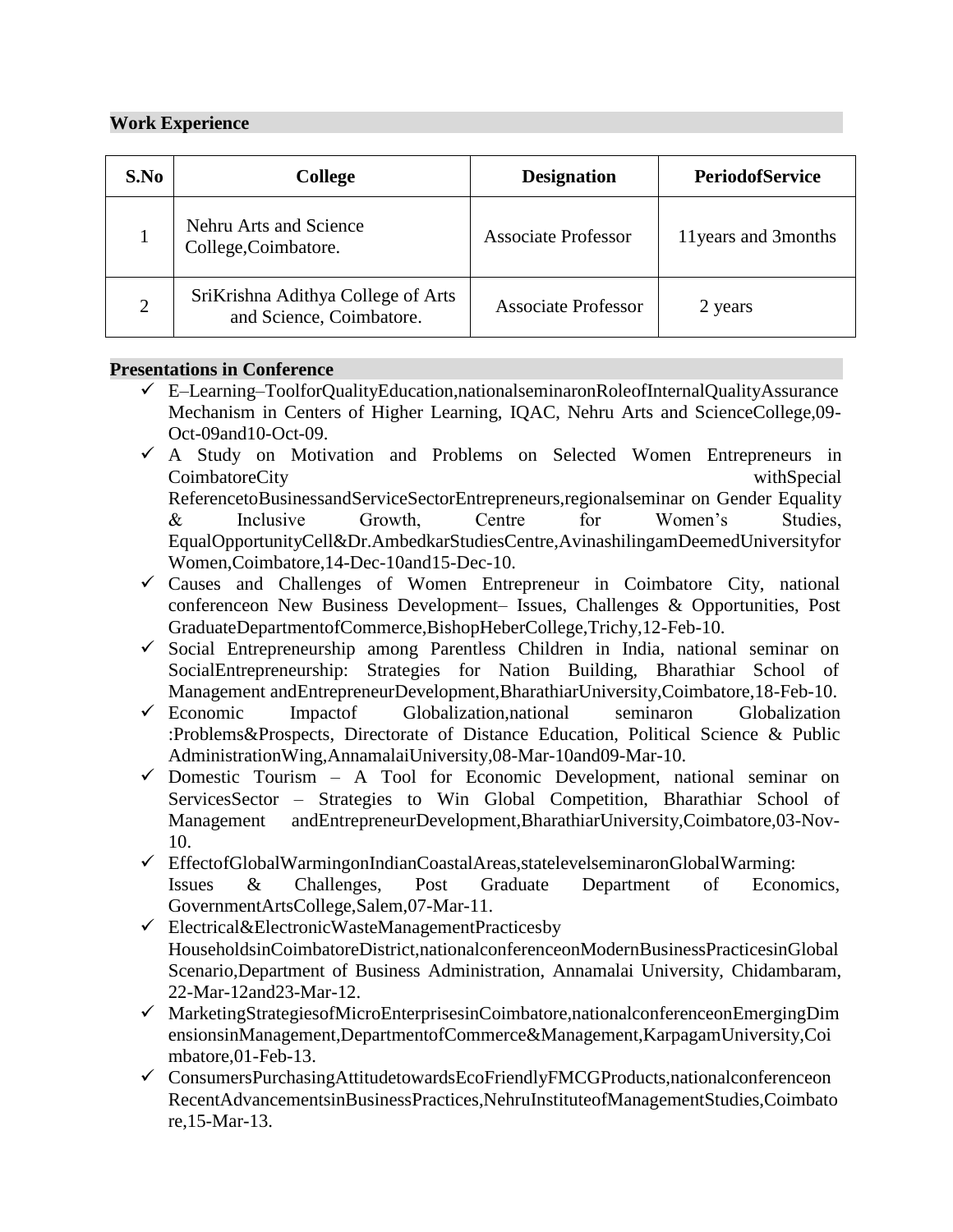## Work Experience

| S.No | College | Designation | PeriodofService |
|---|---|---|---|
| 1 | Nehru Arts and Science College,Coimbatore. | Associate Professor | 11years and 3months |
| 2 | SriKrishna Adithya College of Arts and Science, Coimbatore. | Associate Professor | 2 years |

## Presentations in Conference

- ✓ E–Learning–ToolforQualityEducation,nationalseminaronRoleofInternalQualityAssurance Mechanism in Centers of Higher Learning, IQAC, Nehru Arts and ScienceCollege,09-Oct-09and10-Oct-09.
- ✓ A Study on Motivation and Problems on Selected Women Entrepreneurs in CoimbatoreCity withSpecial ReferencetoBusinessandServiceSectorEntrepreneurs,regionalseminar on Gender Equality & Inclusive Growth, Centre for Women's Studies, EqualOpportunityCell&Dr.AmbedkarStudiesCentre,AvinashilingamDeemedUniversityfor Women,Coimbatore,14-Dec-10and15-Dec-10.
- ✓ Causes and Challenges of Women Entrepreneur in Coimbatore City, national conferenceon New Business Development– Issues, Challenges & Opportunities, Post GraduateDepartmentofCommerce,BishopHeberCollege,Trichy,12-Feb-10.
- ✓ Social Entrepreneurship among Parentless Children in India, national seminar on SocialEntrepreneurship: Strategies for Nation Building, Bharathiar School of Management andEntrepreneurDevelopment,BharathiarUniversity,Coimbatore,18-Feb-10.
- ✓ Economic Impactof Globalization,national seminaron Globalization :Problems&Prospects, Directorate of Distance Education, Political Science & Public AdministrationWing,AnnamalaiUniversity,08-Mar-10and09-Mar-10.
- ✓ Domestic Tourism – A Tool for Economic Development, national seminar on ServicesSector – Strategies to Win Global Competition, Bharathiar School of Management andEntrepreneurDevelopment,BharathiarUniversity,Coimbatore,03-Nov-10.
- ✓ EffectofGlobalWarmingonIndianCoastalAreas,statelevelseminaronGlobalWarming: Issues & Challenges, Post Graduate Department of Economics, GovernmentArtsCollege,Salem,07-Mar-11.
- ✓ Electrical&ElectronicWasteManagementPracticesby HouseholdsinCoimbatoreDistrict,nationalconferenceonModernBusinessPracticesinGlobal Scenario,Department of Business Administration, Annamalai University, Chidambaram, 22-Mar-12and23-Mar-12.
- ✓ MarketingStrategiesofMicroEnterprisesinCoimbatore,nationalconferenceonEmergingDimensionsinManagement,DepartmentofCommerce&Management,KarpagamUniversity,Coimbatore,01-Feb-13.
- ✓ ConsumersPurchasingAttitudetowardsEcoFriendlyFMCGProducts,nationalconferenceon RecentAdvancementsinBusinessPractices,NehruInstituteofManagementStudies,Coimbatore,15-Mar-13.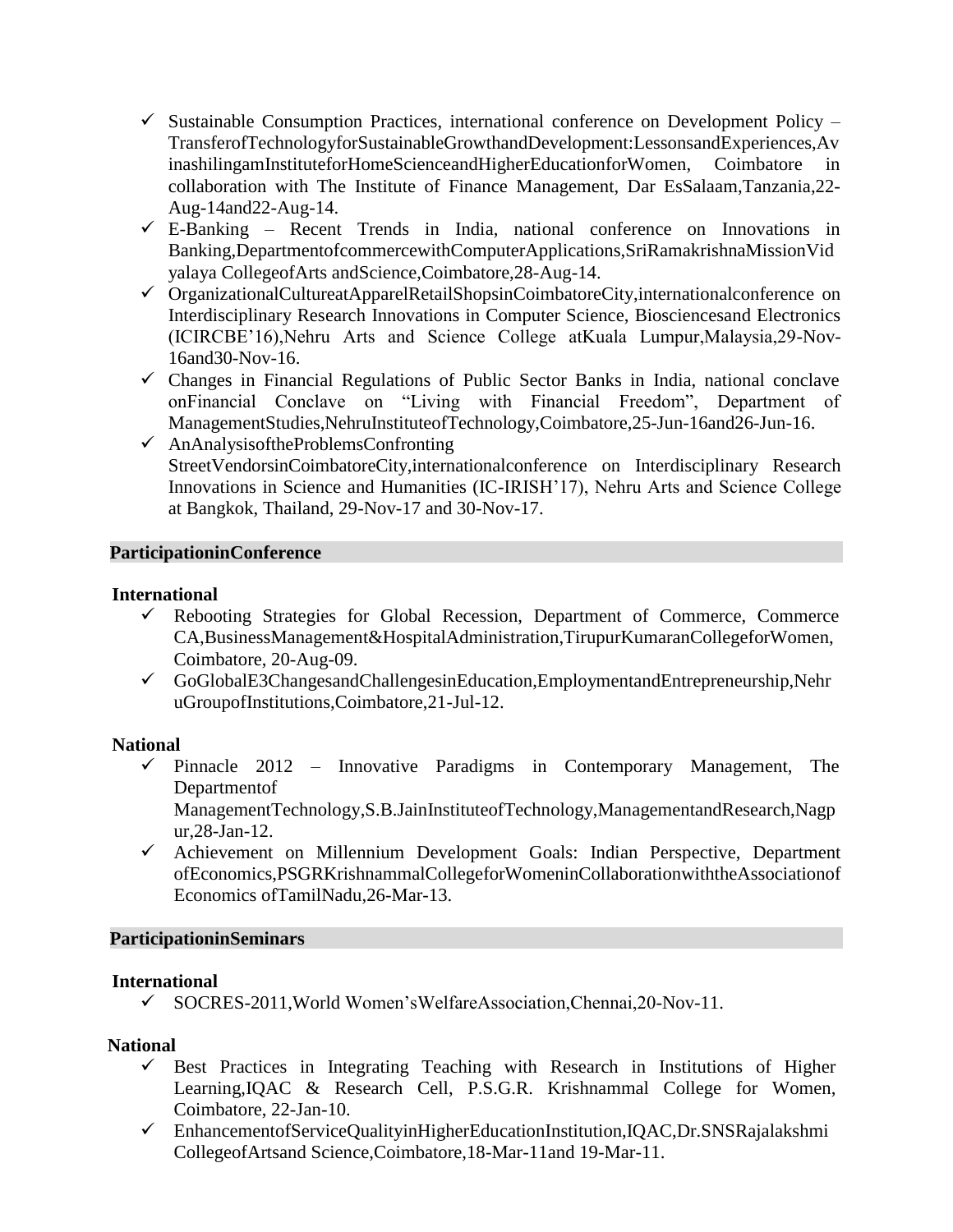- ✓ Sustainable Consumption Practices, international conference on Development Policy – TransferofTechnologyforSustainableGrowthandDevelopment:LessonsandExperiences,AvinashilingamInstituteforHomeScienceandHigherEducationforWomen, Coimbatore in collaboration with The Institute of Finance Management, Dar EsSalaam,Tanzania,22-Aug-14and22-Aug-14.
- ✓ E-Banking – Recent Trends in India, national conference on Innovations in Banking,DepartmentofcommercewithComputerApplications,SriRamakrishnaMissionVidyalaya CollegeofArts andScience,Coimbatore,28-Aug-14.
- ✓ OrganizationalCultureatApparelRetailShopsinCoimbatoreCity,internationalconference on Interdisciplinary Research Innovations in Computer Science, Biosciencesand Electronics (ICIRCBE'16),Nehru Arts and Science College atKuala Lumpur,Malaysia,29-Nov-16and30-Nov-16.
- ✓ Changes in Financial Regulations of Public Sector Banks in India, national conclave onFinancial Conclave on "Living with Financial Freedom", Department of ManagementStudies,NehruInstituteofTechnology,Coimbatore,25-Jun-16and26-Jun-16.
- ✓ AnAnalysisoftheProblemsConfronting StreetVendorsinCoimbatoreCity,internationalconference on Interdisciplinary Research Innovations in Science and Humanities (IC-IRISH'17), Nehru Arts and Science College at Bangkok, Thailand, 29-Nov-17 and 30-Nov-17.

## ParticipationinConference

**International**

- ✓ Rebooting Strategies for Global Recession, Department of Commerce, Commerce CA,BusinessManagement&HospitalAdministration,TirupurKumaranCollegeforWomen, Coimbatore, 20-Aug-09.
- ✓ GoGlobalE3ChangesandChallengesinEducation,EmploymentandEntrepreneurship,NehruGroupofInstitutions,Coimbatore,21-Jul-12.

**National**

- ✓ Pinnacle 2012 – Innovative Paradigms in Contemporary Management, The Departmentof ManagementTechnology,S.B.JainInstituteofTechnology,ManagementandResearch,Nagpur,28-Jan-12.
- ✓ Achievement on Millennium Development Goals: Indian Perspective, Department ofEconomics,PSGRKrishnammalCollegeforWomeninCollaborationwiththeAssociationof Economics ofTamilNadu,26-Mar-13.

## ParticipationinSeminars

**International**

- ✓ SOCRES-2011,World Women'sWelfareAssociation,Chennai,20-Nov-11.

**National**

- ✓ Best Practices in Integrating Teaching with Research in Institutions of Higher Learning,IQAC & Research Cell, P.S.G.R. Krishnammal College for Women, Coimbatore, 22-Jan-10.
- ✓ EnhancementofServiceQualityinHigherEducationInstitution,IQAC,Dr.SNSRajalakshmi CollegeofArtsand Science,Coimbatore,18-Mar-11and 19-Mar-11.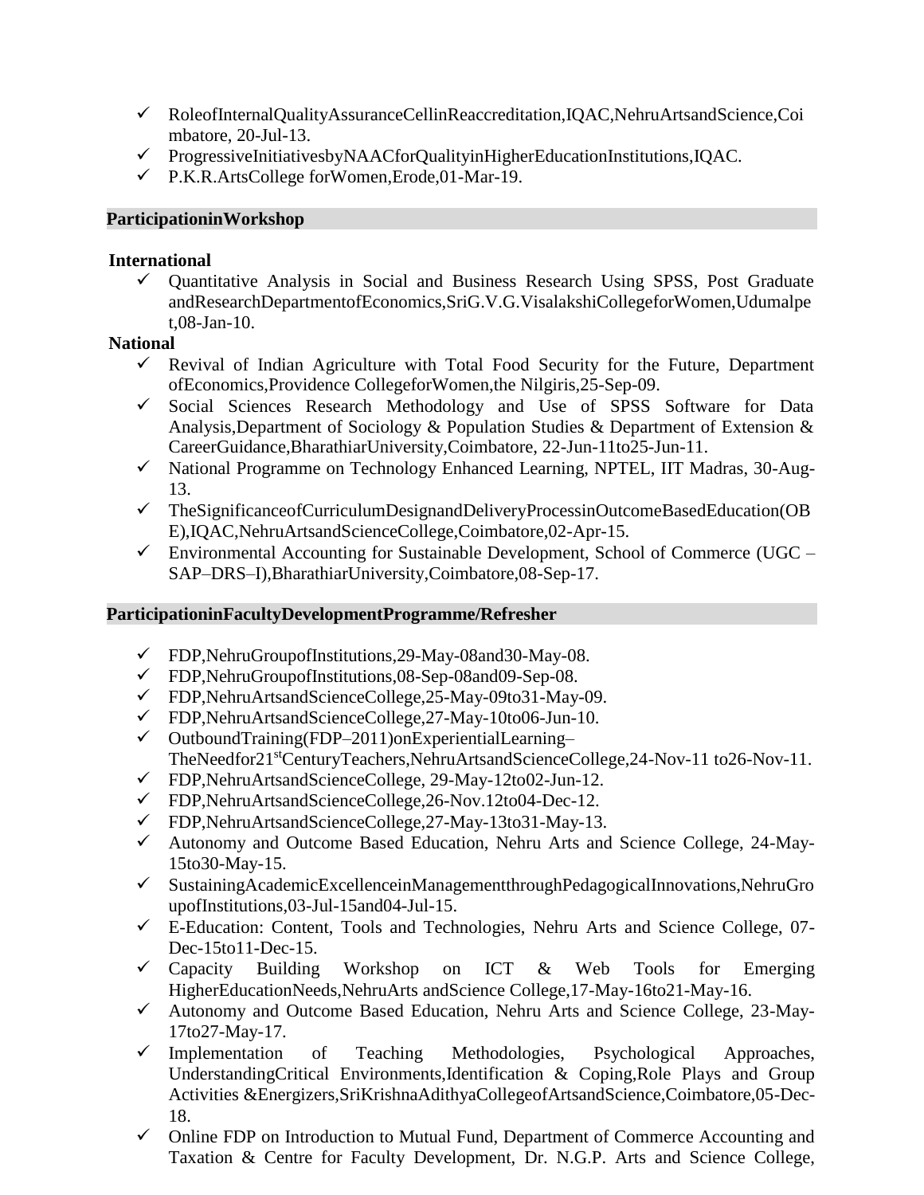- ✓ RoleofInternalQualityAssuranceCellinReaccreditation,IQAC,NehruArtsandScience,Coimbatore, 20-Jul-13.
- ✓ ProgressiveInitiativesbyNAACforQualityinHigherEducationInstitutions,IQAC.
- ✓ P.K.R.ArtsCollege forWomen,Erode,01-Mar-19.

## ParticipationinWorkshop

**International**

- ✓ Quantitative Analysis in Social and Business Research Using SPSS, Post Graduate andResearchDepartmentofEconomics,SriG.V.G.VisalakshiCollegeforWomen,Udumalpet,08-Jan-10.

**National**

- ✓ Revival of Indian Agriculture with Total Food Security for the Future, Department ofEconomics,Providence CollegeforWomen,the Nilgiris,25-Sep-09.
- ✓ Social Sciences Research Methodology and Use of SPSS Software for Data Analysis,Department of Sociology & Population Studies & Department of Extension & CareerGuidance,BharathiarUniversity,Coimbatore, 22-Jun-11to25-Jun-11.
- ✓ National Programme on Technology Enhanced Learning, NPTEL, IIT Madras, 30-Aug-13.
- ✓ TheSignificanceofCurriculumDesignandDeliveryProcessinOutcomeBasedEducation(OBE),IQAC,NehruArtsandScienceCollege,Coimbatore,02-Apr-15.
- ✓ Environmental Accounting for Sustainable Development, School of Commerce (UGC – SAP–DRS–I),BharathiarUniversity,Coimbatore,08-Sep-17.

## ParticipationinFacultyDevelopmentProgramme/Refresher

- ✓ FDP,NehruGroupofInstitutions,29-May-08and30-May-08.
- ✓ FDP,NehruGroupofInstitutions,08-Sep-08and09-Sep-08.
- ✓ FDP,NehruArtsandScienceCollege,25-May-09to31-May-09.
- ✓ FDP,NehruArtsandScienceCollege,27-May-10to06-Jun-10.
- ✓ OutboundTraining(FDP–2011)onExperientialLearning–TheNeedfor21stCenturyTeachers,NehruArtsandScienceCollege,24-Nov-11 to26-Nov-11.
- ✓ FDP,NehruArtsandScienceCollege, 29-May-12to02-Jun-12.
- ✓ FDP,NehruArtsandScienceCollege,26-Nov.12to04-Dec-12.
- ✓ FDP,NehruArtsandScienceCollege,27-May-13to31-May-13.
- ✓ Autonomy and Outcome Based Education, Nehru Arts and Science College, 24-May-15to30-May-15.
- ✓ SustainingAcademicExcellenceinManagementthroughPedagogicalInnovations,NehruGroupofInstitutions,03-Jul-15and04-Jul-15.
- ✓ E-Education: Content, Tools and Technologies, Nehru Arts and Science College, 07-Dec-15to11-Dec-15.
- ✓ Capacity Building Workshop on ICT & Web Tools for Emerging HigherEducationNeeds,NehruArts andScience College,17-May-16to21-May-16.
- ✓ Autonomy and Outcome Based Education, Nehru Arts and Science College, 23-May-17to27-May-17.
- ✓ Implementation of Teaching Methodologies, Psychological Approaches, UnderstandingCritical Environments,Identification & Coping,Role Plays and Group Activities &Energizers,SriKrishnaAdithyaCollegeofArtsandScience,Coimbatore,05-Dec-18.
- ✓ Online FDP on Introduction to Mutual Fund, Department of Commerce Accounting and Taxation & Centre for Faculty Development, Dr. N.G.P. Arts and Science College,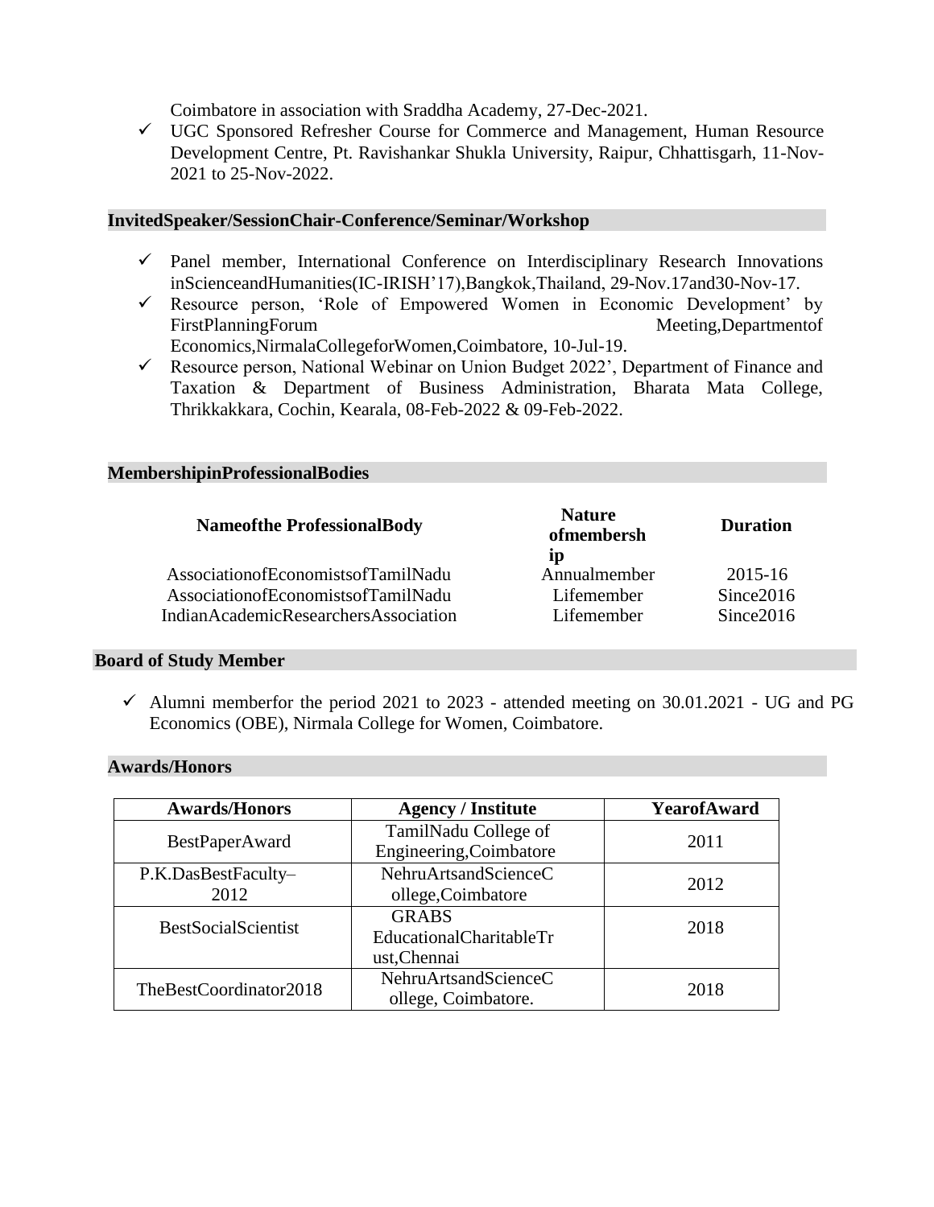Coimbatore in association with Sraddha Academy, 27-Dec-2021.

- ✓ UGC Sponsored Refresher Course for Commerce and Management, Human Resource Development Centre, Pt. Ravishankar Shukla University, Raipur, Chhattisgarh, 11-Nov-2021 to 25-Nov-2022.

## InvitedSpeaker/SessionChair-Conference/Seminar/Workshop

- ✓ Panel member, International Conference on Interdisciplinary Research Innovations inScienceandHumanities(IC-IRISH'17),Bangkok,Thailand, 29-Nov.17and30-Nov-17.
- ✓ Resource person, 'Role of Empowered Women in Economic Development' by FirstPlanningForum Meeting,Departmentof Economics,NirmalaCollegeforWomen,Coimbatore, 10-Jul-19.
- ✓ Resource person, National Webinar on Union Budget 2022', Department of Finance and Taxation & Department of Business Administration, Bharata Mata College, Thrikkakkara, Cochin, Kearala, 08-Feb-2022 & 09-Feb-2022.

## MembershipinProfessionalBodies

| Nameofthe ProfessionalBody | Nature ofmembership | Duration |
|---|---|---|
| AssociationofEconomistsofTamilNadu | Annualmember | 2015-16 |
| AssociationofEconomistsofTamilNadu | Lifemember | Since2016 |
| IndianAcademicResearchersAssociation | Lifemember | Since2016 |

## Board of Study Member

- ✓ Alumni memberfor the period 2021 to 2023 - attended meeting on 30.01.2021 - UG and PG Economics (OBE), Nirmala College for Women, Coimbatore.

## Awards/Honors

| Awards/Honors | Agency / Institute | YearofAward |
|---|---|---|
| BestPaperAward | TamilNadu College of Engineering,Coimbatore | 2011 |
| P.K.DasBestFaculty–2012 | NehruArtsandScienceCollege,Coimbatore | 2012 |
| BestSocialScientist | GRABS EducationalCharitableTrust,Chennai | 2018 |
| TheBestCoordinator2018 | NehruArtsandScienceCollege, Coimbatore. | 2018 |